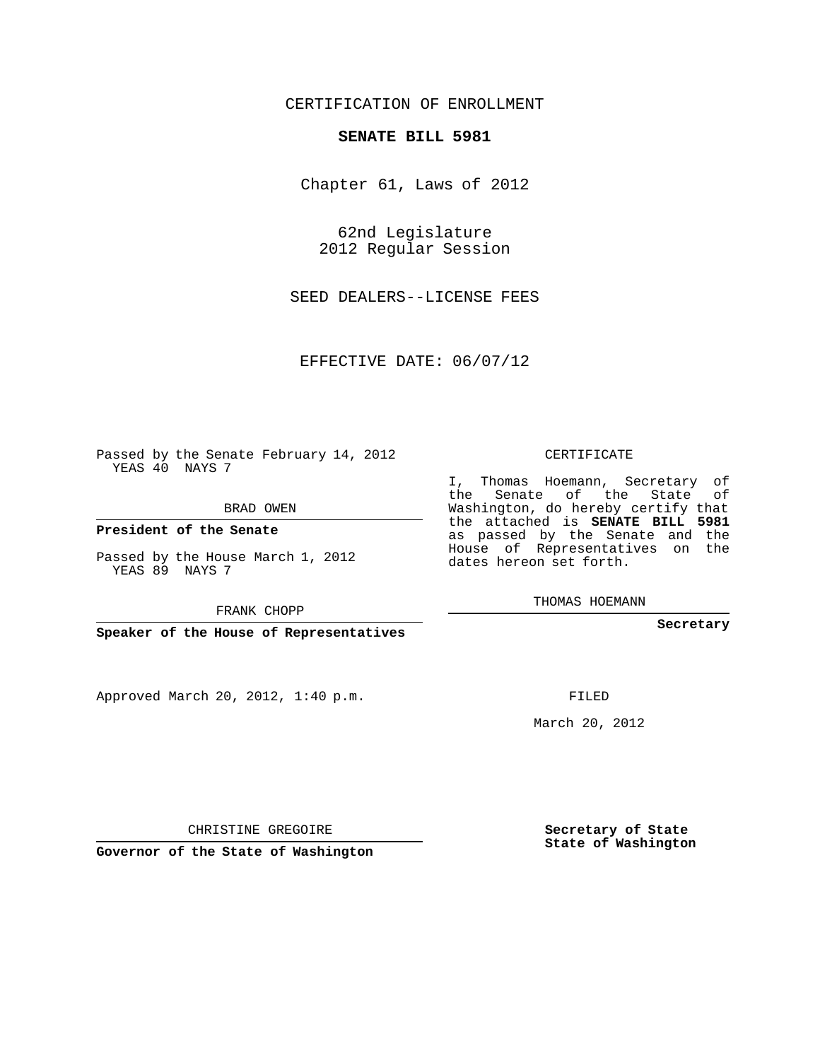CERTIFICATION OF ENROLLMENT

**SENATE BILL 5981**

Chapter 61, Laws of 2012

62nd Legislature
2012 Regular Session

SEED DEALERS--LICENSE FEES

EFFECTIVE DATE: 06/07/12

Passed by the Senate February 14, 2012
YEAS 40 NAYS 7

BRAD OWEN

**President of the Senate**

Passed by the House March 1, 2012
YEAS 89 NAYS 7

FRANK CHOPP

**Speaker of the House of Representatives**

CERTIFICATE

I, Thomas Hoemann, Secretary of the Senate of the State of Washington, do hereby certify that the attached is **SENATE BILL 5981** as passed by the Senate and the House of Representatives on the dates hereon set forth.

THOMAS HOEMANN

**Secretary**

Approved March 20, 2012, 1:40 p.m.

FILED

March 20, 2012

CHRISTINE GREGOIRE

**Governor of the State of Washington**

**Secretary of State**
**State of Washington**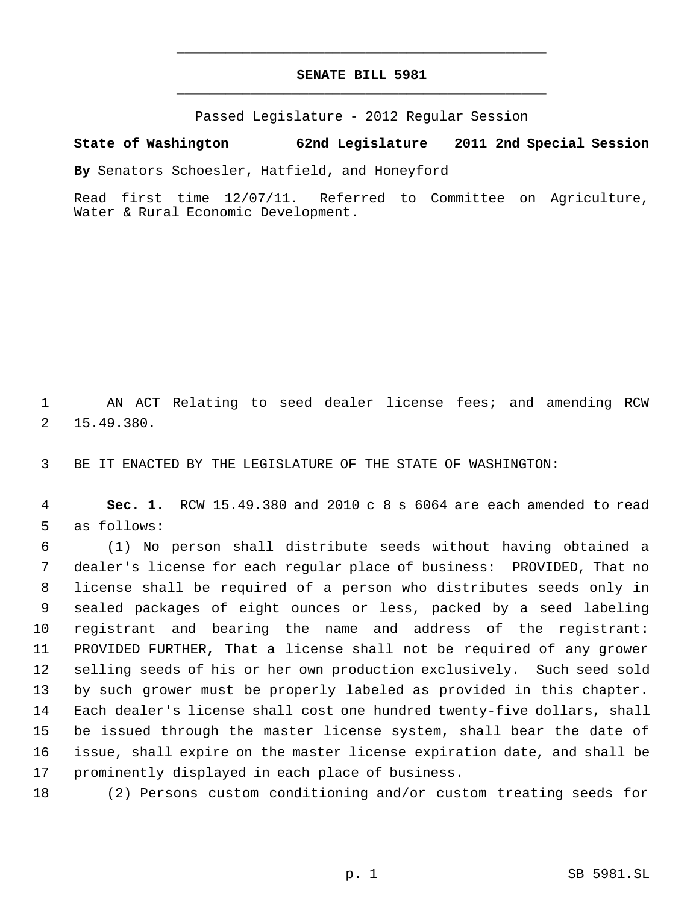# SENATE BILL 5981

Passed Legislature - 2012 Regular Session

**State of Washington 62nd Legislature 2011 2nd Special Session**

**By** Senators Schoesler, Hatfield, and Honeyford

Read first time 12/07/11. Referred to Committee on Agriculture, Water & Rural Economic Development.

1 AN ACT Relating to seed dealer license fees; and amending RCW
2 15.49.380.

3 BE IT ENACTED BY THE LEGISLATURE OF THE STATE OF WASHINGTON:

4 **Sec. 1.** RCW 15.49.380 and 2010 c 8 s 6064 are each amended to read
5 as follows:

6 (1) No person shall distribute seeds without having obtained a
7 dealer's license for each regular place of business: PROVIDED, That no
8 license shall be required of a person who distributes seeds only in
9 sealed packages of eight ounces or less, packed by a seed labeling
10 registrant and bearing the name and address of the registrant:
11 PROVIDED FURTHER, That a license shall not be required of any grower
12 selling seeds of his or her own production exclusively. Such seed sold
13 by such grower must be properly labeled as provided in this chapter.
14 Each dealer's license shall cost <u>one hundred</u> twenty-five dollars, shall
15 be issued through the master license system, shall bear the date of
16 issue, shall expire on the master license expiration date<u>,</u> and shall be
17 prominently displayed in each place of business.

18 (2) Persons custom conditioning and/or custom treating seeds for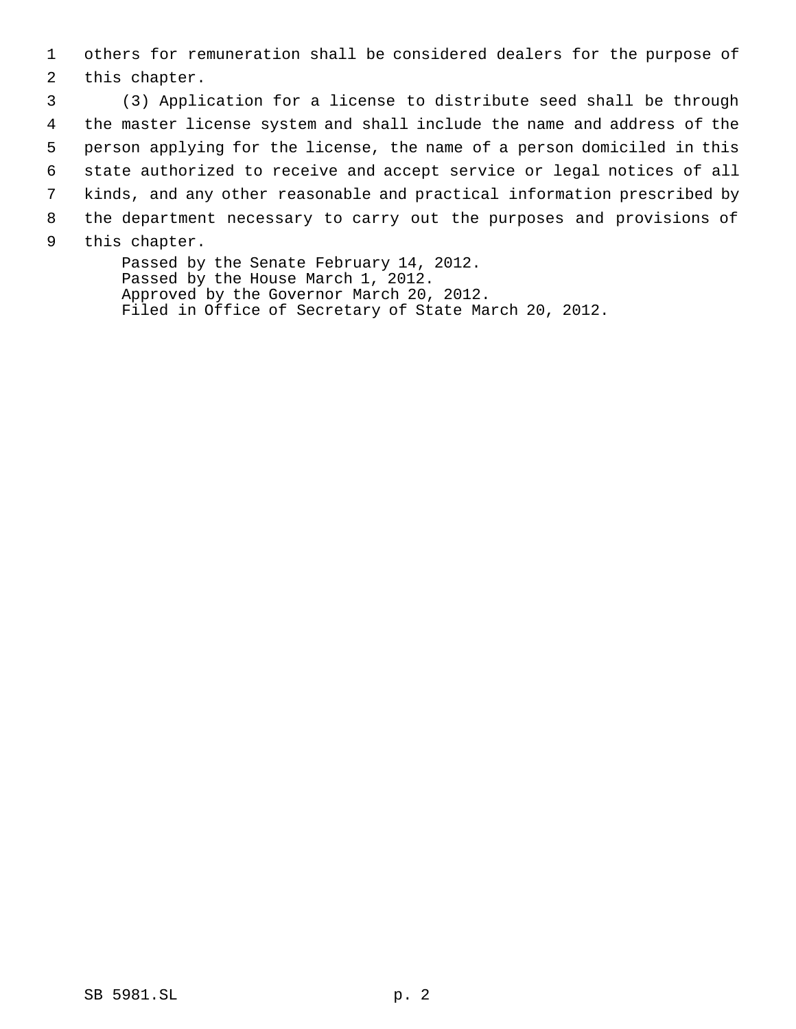others for remuneration shall be considered dealers for the purpose of this chapter.

(3) Application for a license to distribute seed shall be through the master license system and shall include the name and address of the person applying for the license, the name of a person domiciled in this state authorized to receive and accept service or legal notices of all kinds, and any other reasonable and practical information prescribed by the department necessary to carry out the purposes and provisions of this chapter.

Passed by the Senate February 14, 2012.
Passed by the House March 1, 2012.
Approved by the Governor March 20, 2012.
Filed in Office of Secretary of State March 20, 2012.